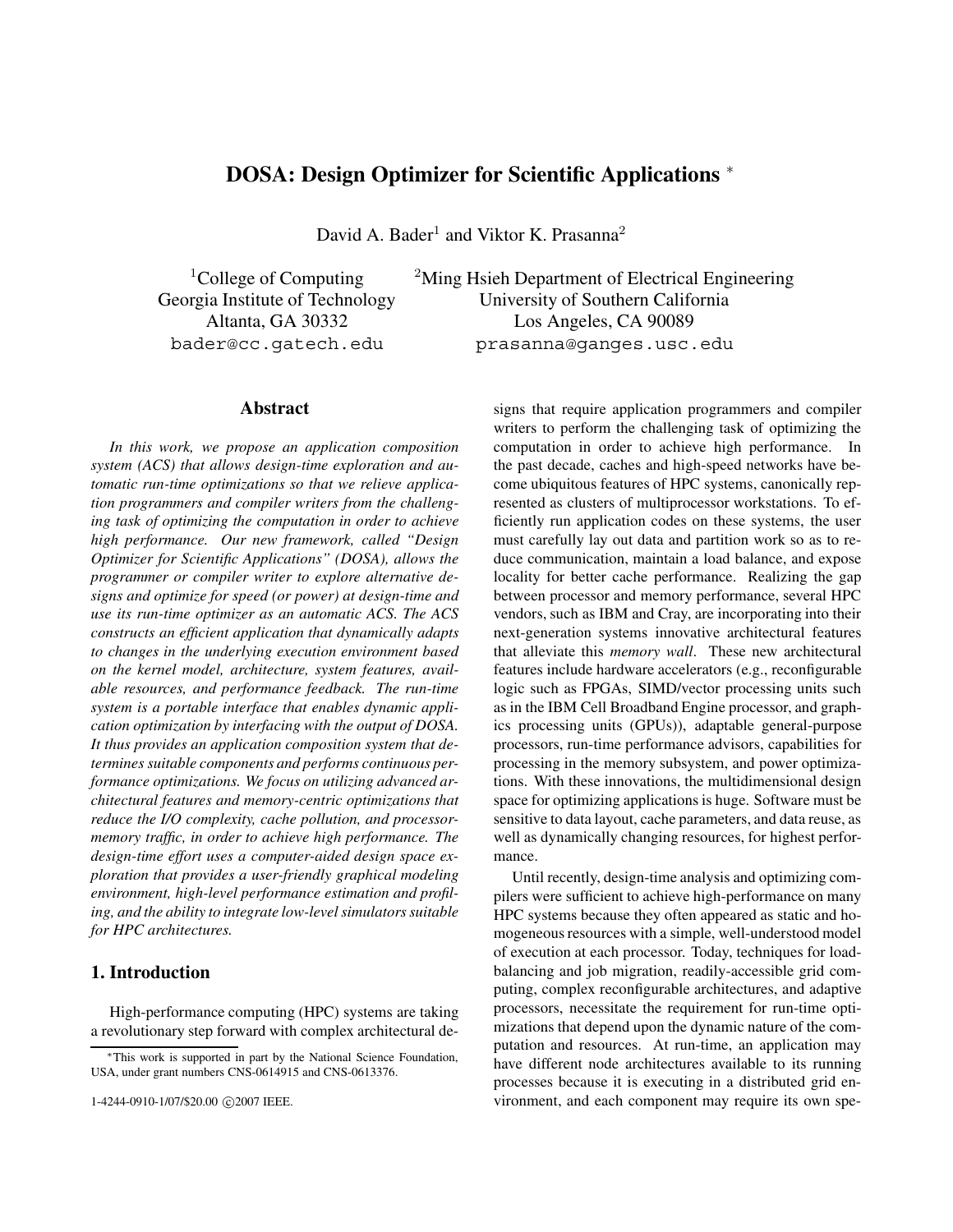# DOSA: Design Optimizer for Scientific Applications *

David A. Bader[1] and Viktor K. Prasanna[2]

[1]College of Computing
Georgia Institute of Technology
Altanta, GA 30332
bader@cc.gatech.edu

[2]Ming Hsieh Department of Electrical Engineering
University of Southern California
Los Angeles, CA 90089
prasanna@ganges.usc.edu

## Abstract

*In this work, we propose an application composition system (ACS) that allows design-time exploration and automatic run-time optimizations so that we relieve application programmers and compiler writers from the challenging task of optimizing the computation in order to achieve high performance. Our new framework, called "Design Optimizer for Scientific Applications" (DOSA), allows the programmer or compiler writer to explore alternative designs and optimize for speed (or power) at design-time and use its run-time optimizer as an automatic ACS. The ACS constructs an efficient application that dynamically adapts to changes in the underlying execution environment based on the kernel model, architecture, system features, available resources, and performance feedback. The run-time system is a portable interface that enables dynamic application optimization by interfacing with the output of DOSA. It thus provides an application composition system that determines suitable components and performs continuous performance optimizations. We focus on utilizing advanced architectural features and memory-centric optimizations that reduce the I/O complexity, cache pollution, and processor-memory traffic, in order to achieve high performance. The design-time effort uses a computer-aided design space exploration that provides a user-friendly graphical modeling environment, high-level performance estimation and profiling, and the ability to integrate low-level simulators suitable for HPC architectures.*

## 1. Introduction

High-performance computing (HPC) systems are taking a revolutionary step forward with complex architectural designs that require application programmers and compiler writers to perform the challenging task of optimizing the computation in order to achieve high performance. In the past decade, caches and high-speed networks have become ubiquitous features of HPC systems, canonically represented as clusters of multiprocessor workstations. To efficiently run application codes on these systems, the user must carefully lay out data and partition work so as to reduce communication, maintain a load balance, and expose locality for better cache performance. Realizing the gap between processor and memory performance, several HPC vendors, such as IBM and Cray, are incorporating into their next-generation systems innovative architectural features that alleviate this *memory wall*. These new architectural features include hardware accelerators (e.g., reconfigurable logic such as FPGAs, SIMD/vector processing units such as in the IBM Cell Broadband Engine processor, and graphics processing units (GPUs)), adaptable general-purpose processors, run-time performance advisors, capabilities for processing in the memory subsystem, and power optimizations. With these innovations, the multidimensional design space for optimizing applications is huge. Software must be sensitive to data layout, cache parameters, and data reuse, as well as dynamically changing resources, for highest performance.

Until recently, design-time analysis and optimizing compilers were sufficient to achieve high-performance on many HPC systems because they often appeared as static and homogeneous resources with a simple, well-understood model of execution at each processor. Today, techniques for load-balancing and job migration, readily-accessible grid computing, complex reconfigurable architectures, and adaptive processors, necessitate the requirement for run-time optimizations that depend upon the dynamic nature of the computation and resources. At run-time, an application may have different node architectures available to its running processes because it is executing in a distributed grid environment, and each component may require its own spe-

*This work is supported in part by the National Science Foundation, USA, under grant numbers CNS-0614915 and CNS-0613376.

1-4244-0910-1/07/$20.00 ©2007 IEEE.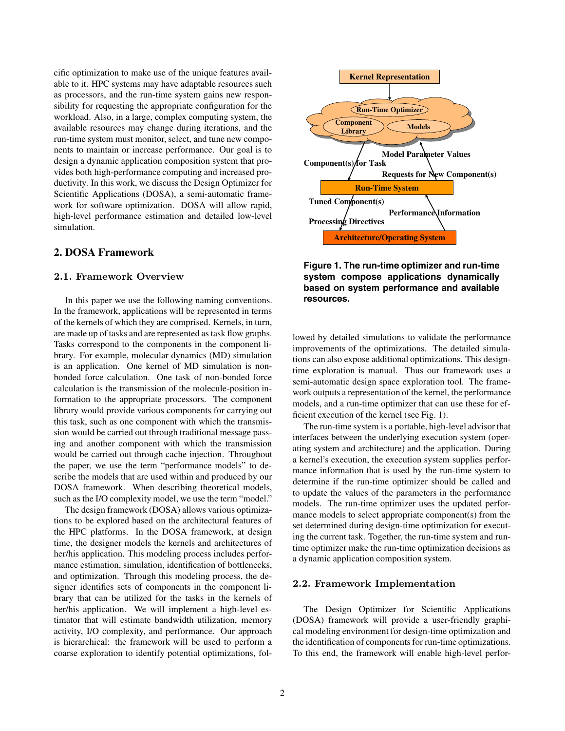cific optimization to make use of the unique features available to it. HPC systems may have adaptable resources such as processors, and the run-time system gains new responsibility for requesting the appropriate configuration for the workload. Also, in a large, complex computing system, the available resources may change during iterations, and the run-time system must monitor, select, and tune new components to maintain or increase performance. Our goal is to design a dynamic application composition system that provides both high-performance computing and increased productivity. In this work, we discuss the Design Optimizer for Scientific Applications (DOSA), a semi-automatic framework for software optimization. DOSA will allow rapid, high-level performance estimation and detailed low-level simulation.

## 2. DOSA Framework

### 2.1. Framework Overview

In this paper we use the following naming conventions. In the framework, applications will be represented in terms of the kernels of which they are comprised. Kernels, in turn, are made up of tasks and are represented as task flow graphs. Tasks correspond to the components in the component library. For example, molecular dynamics (MD) simulation is an application. One kernel of MD simulation is non-bonded force calculation. One task of non-bonded force calculation is the transmission of the molecule-position information to the appropriate processors. The component library would provide various components for carrying out this task, such as one component with which the transmission would be carried out through traditional message passing and another component with which the transmission would be carried out through cache injection. Throughout the paper, we use the term "performance models" to describe the models that are used within and produced by our DOSA framework. When describing theoretical models, such as the I/O complexity model, we use the term "model."

The design framework (DOSA) allows various optimizations to be explored based on the architectural features of the HPC platforms. In the DOSA framework, at design time, the designer models the kernels and architectures of her/his application. This modeling process includes performance estimation, simulation, identification of bottlenecks, and optimization. Through this modeling process, the designer identifies sets of components in the component library that can be utilized for the tasks in the kernels of her/his application. We will implement a high-level estimator that will estimate bandwidth utilization, memory activity, I/O complexity, and performance. Our approach is hierarchical: the framework will be used to perform a coarse exploration to identify potential optimizations, followed by detailed simulations to validate the performance improvements of the optimizations. The detailed simulations can also expose additional optimizations. This design-time exploration is manual. Thus our framework uses a semi-automatic design space exploration tool. The framework outputs a representation of the kernel, the performance models, and a run-time optimizer that can use these for efficient execution of the kernel (see Fig. 1).

**Figure 1. The run-time optimizer and run-time system compose applications dynamically based on system performance and available resources.**

The run-time system is a portable, high-level advisor that interfaces between the underlying execution system (operating system and architecture) and the application. During a kernel's execution, the execution system supplies performance information that is used by the run-time system to determine if the run-time optimizer should be called and to update the values of the parameters in the performance models. The run-time optimizer uses the updated performance models to select appropriate component(s) from the set determined during design-time optimization for executing the current task. Together, the run-time system and run-time optimizer make the run-time optimization decisions as a dynamic application composition system.

### 2.2. Framework Implementation

The Design Optimizer for Scientific Applications (DOSA) framework will provide a user-friendly graphical modeling environment for design-time optimization and the identification of components for run-time optimizations. To this end, the framework will enable high-level perfor-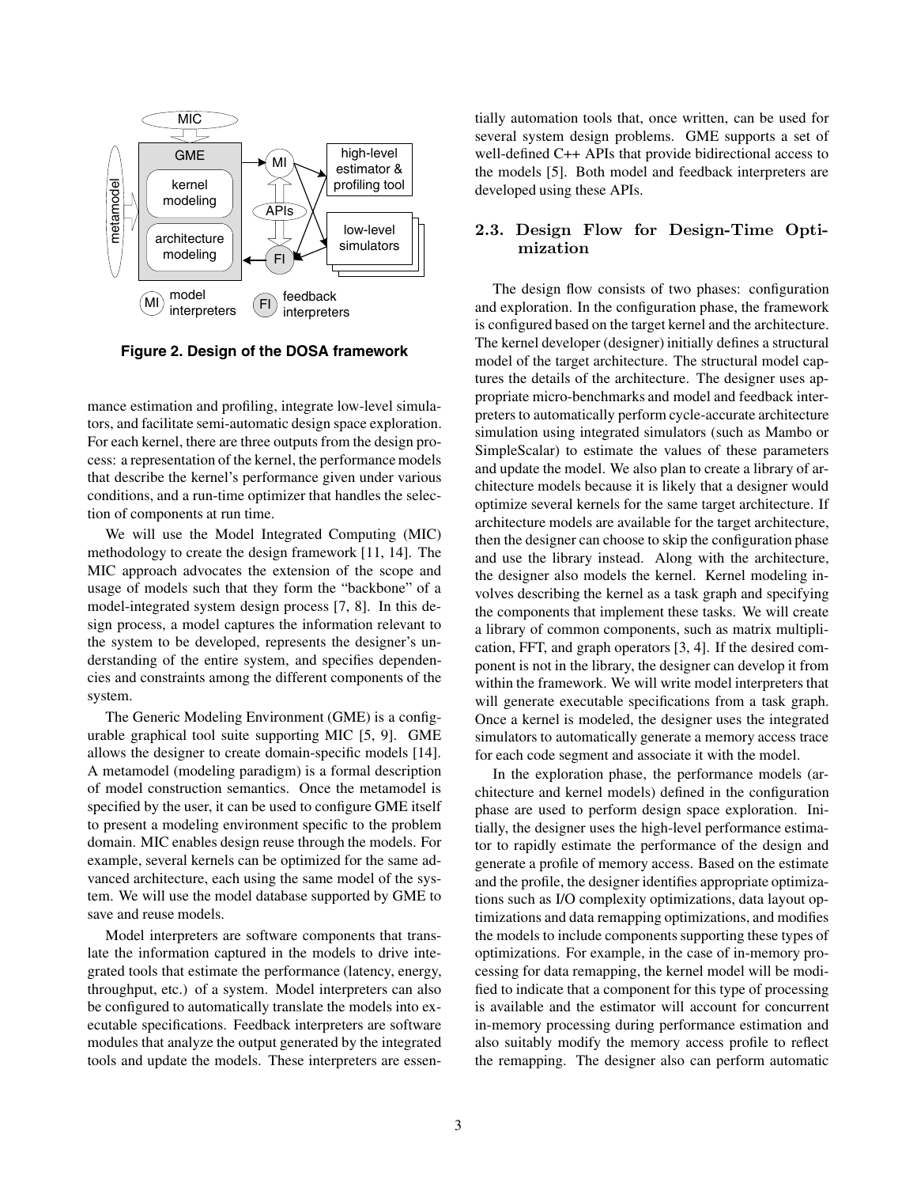MIC

GME

kernel modeling

architecture modeling

metamodel

MI

APIs

FI

high-level estimator & profiling tool

low-level simulators

MI model interpreters

FI feedback interpreters

**Figure 2. Design of the DOSA framework**

mance estimation and profiling, integrate low-level simulators, and facilitate semi-automatic design space exploration. For each kernel, there are three outputs from the design process: a representation of the kernel, the performance models that describe the kernel's performance given under various conditions, and a run-time optimizer that handles the selection of components at run time.

We will use the Model Integrated Computing (MIC) methodology to create the design framework [11, 14]. The MIC approach advocates the extension of the scope and usage of models such that they form the "backbone" of a model-integrated system design process [7, 8]. In this design process, a model captures the information relevant to the system to be developed, represents the designer's understanding of the entire system, and specifies dependencies and constraints among the different components of the system.

The Generic Modeling Environment (GME) is a configurable graphical tool suite supporting MIC [5, 9]. GME allows the designer to create domain-specific models [14]. A metamodel (modeling paradigm) is a formal description of model construction semantics. Once the metamodel is specified by the user, it can be used to configure GME itself to present a modeling environment specific to the problem domain. MIC enables design reuse through the models. For example, several kernels can be optimized for the same advanced architecture, each using the same model of the system. We will use the model database supported by GME to save and reuse models.

Model interpreters are software components that translate the information captured in the models to drive integrated tools that estimate the performance (latency, energy, throughput, etc.) of a system. Model interpreters can also be configured to automatically translate the models into executable specifications. Feedback interpreters are software modules that analyze the output generated by the integrated tools and update the models. These interpreters are essentially automation tools that, once written, can be used for several system design problems. GME supports a set of well-defined C++ APIs that provide bidirectional access to the models [5]. Both model and feedback interpreters are developed using these APIs.

## 2.3. Design Flow for Design-Time Optimization

The design flow consists of two phases: configuration and exploration. In the configuration phase, the framework is configured based on the target kernel and the architecture. The kernel developer (designer) initially defines a structural model of the target architecture. The structural model captures the details of the architecture. The designer uses appropriate micro-benchmarks and model and feedback interpreters to automatically perform cycle-accurate architecture simulation using integrated simulators (such as Mambo or SimpleScalar) to estimate the values of these parameters and update the model. We also plan to create a library of architecture models because it is likely that a designer would optimize several kernels for the same target architecture. If architecture models are available for the target architecture, then the designer can choose to skip the configuration phase and use the library instead. Along with the architecture, the designer also models the kernel. Kernel modeling involves describing the kernel as a task graph and specifying the components that implement these tasks. We will create a library of common components, such as matrix multiplication, FFT, and graph operators [3, 4]. If the desired component is not in the library, the designer can develop it from within the framework. We will write model interpreters that will generate executable specifications from a task graph. Once a kernel is modeled, the designer uses the integrated simulators to automatically generate a memory access trace for each code segment and associate it with the model.

In the exploration phase, the performance models (architecture and kernel models) defined in the configuration phase are used to perform design space exploration. Initially, the designer uses the high-level performance estimator to rapidly estimate the performance of the design and generate a profile of memory access. Based on the estimate and the profile, the designer identifies appropriate optimizations such as I/O complexity optimizations, data layout optimizations and data remapping optimizations, and modifies the models to include components supporting these types of optimizations. For example, in the case of in-memory processing for data remapping, the kernel model will be modified to indicate that a component for this type of processing is available and the estimator will account for concurrent in-memory processing during performance estimation and also suitably modify the memory access profile to reflect the remapping. The designer also can perform automatic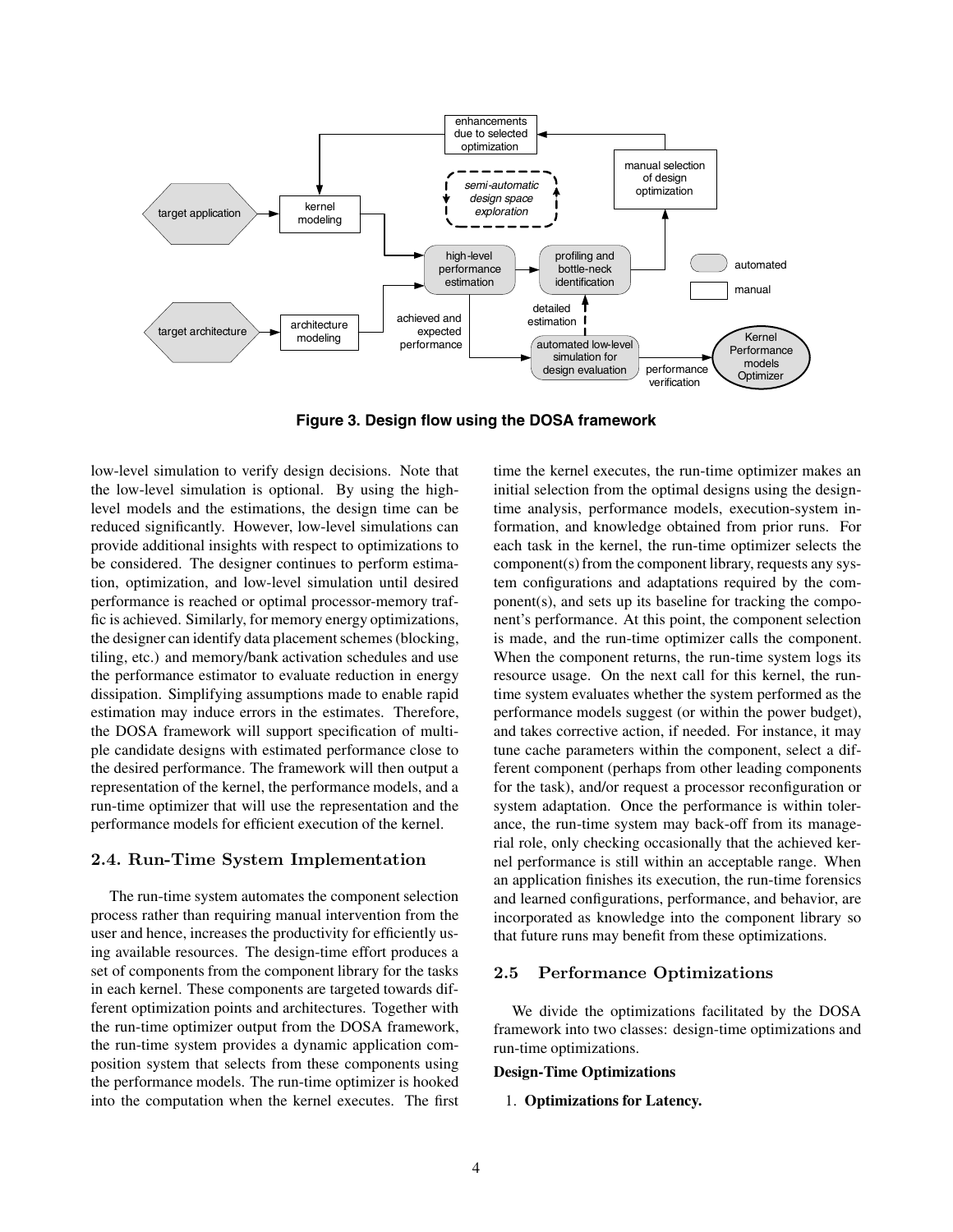**Figure 3. Design flow using the DOSA framework**

low-level simulation to verify design decisions. Note that the low-level simulation is optional. By using the high-level models and the estimations, the design time can be reduced significantly. However, low-level simulations can provide additional insights with respect to optimizations to be considered. The designer continues to perform estimation, optimization, and low-level simulation until desired performance is reached or optimal processor-memory traffic is achieved. Similarly, for memory energy optimizations, the designer can identify data placement schemes (blocking, tiling, etc.) and memory/bank activation schedules and use the performance estimator to evaluate reduction in energy dissipation. Simplifying assumptions made to enable rapid estimation may induce errors in the estimates. Therefore, the DOSA framework will support specification of multiple candidate designs with estimated performance close to the desired performance. The framework will then output a representation of the kernel, the performance models, and a run-time optimizer that will use the representation and the performance models for efficient execution of the kernel.

## 2.4. Run-Time System Implementation

The run-time system automates the component selection process rather than requiring manual intervention from the user and hence, increases the productivity for efficiently using available resources. The design-time effort produces a set of components from the component library for the tasks in each kernel. These components are targeted towards different optimization points and architectures. Together with the run-time optimizer output from the DOSA framework, the run-time system provides a dynamic application composition system that selects from these components using the performance models. The run-time optimizer is hooked into the computation when the kernel executes. The first time the kernel executes, the run-time optimizer makes an initial selection from the optimal designs using the design-time analysis, performance models, execution-system information, and knowledge obtained from prior runs. For each task in the kernel, the run-time optimizer selects the component(s) from the component library, requests any system configurations and adaptations required by the component(s), and sets up its baseline for tracking the component's performance. At this point, the component selection is made, and the run-time optimizer calls the component. When the component returns, the run-time system logs its resource usage. On the next call for this kernel, the run-time system evaluates whether the system performed as the performance models suggest (or within the power budget), and takes corrective action, if needed. For instance, it may tune cache parameters within the component, select a different component (perhaps from other leading components for the task), and/or request a processor reconfiguration or system adaptation. Once the performance is within tolerance, the run-time system may back-off from its managerial role, only checking occasionally that the achieved kernel performance is still within an acceptable range. When an application finishes its execution, the run-time forensics and learned configurations, performance, and behavior, are incorporated as knowledge into the component library so that future runs may benefit from these optimizations.

## 2.5 Performance Optimizations

We divide the optimizations facilitated by the DOSA framework into two classes: design-time optimizations and run-time optimizations.

**Design-Time Optimizations**

1. **Optimizations for Latency.**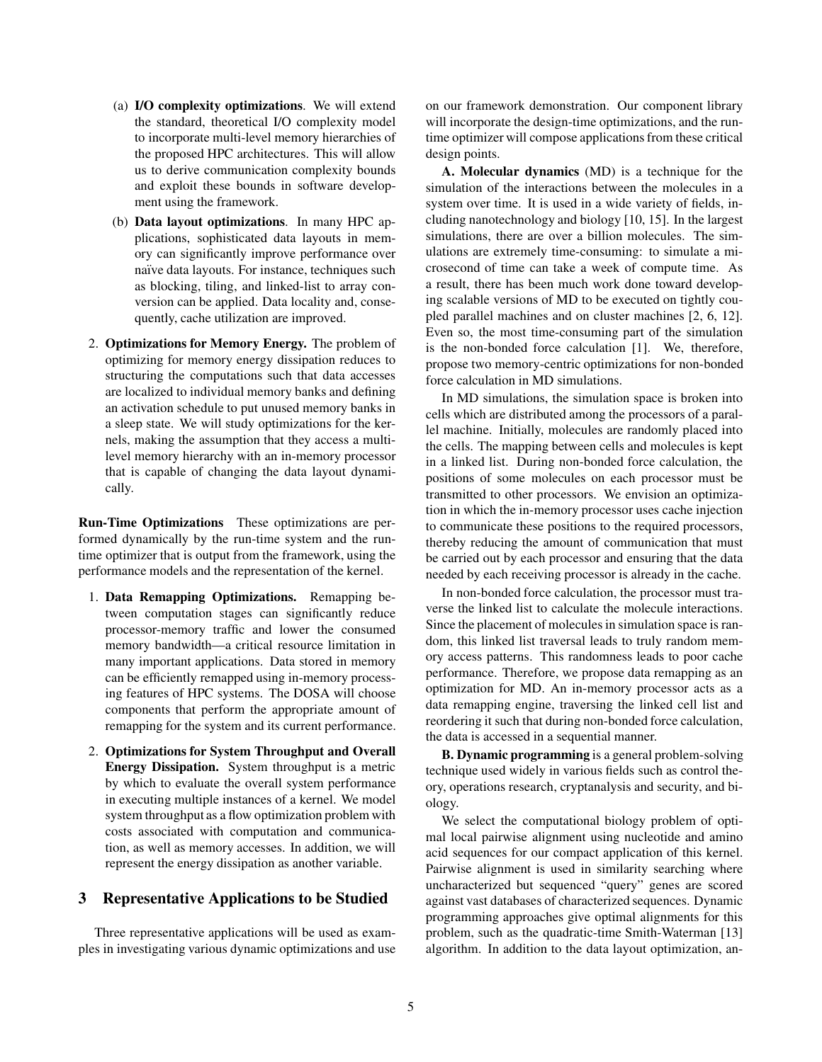(a) **I/O complexity optimizations**. We will extend the standard, theoretical I/O complexity model to incorporate multi-level memory hierarchies of the proposed HPC architectures. This will allow us to derive communication complexity bounds and exploit these bounds in software development using the framework.

(b) **Data layout optimizations**. In many HPC applications, sophisticated data layouts in memory can significantly improve performance over naïve data layouts. For instance, techniques such as blocking, tiling, and linked-list to array conversion can be applied. Data locality and, consequently, cache utilization are improved.

2. **Optimizations for Memory Energy.** The problem of optimizing for memory energy dissipation reduces to structuring the computations such that data accesses are localized to individual memory banks and defining an activation schedule to put unused memory banks in a sleep state. We will study optimizations for the kernels, making the assumption that they access a multi-level memory hierarchy with an in-memory processor that is capable of changing the data layout dynamically.

**Run-Time Optimizations** These optimizations are performed dynamically by the run-time system and the run-time optimizer that is output from the framework, using the performance models and the representation of the kernel.

1. **Data Remapping Optimizations.** Remapping between computation stages can significantly reduce processor-memory traffic and lower the consumed memory bandwidth—a critical resource limitation in many important applications. Data stored in memory can be efficiently remapped using in-memory processing features of HPC systems. The DOSA will choose components that perform the appropriate amount of remapping for the system and its current performance.

2. **Optimizations for System Throughput and Overall Energy Dissipation.** System throughput is a metric by which to evaluate the overall system performance in executing multiple instances of a kernel. We model system throughput as a flow optimization problem with costs associated with computation and communication, as well as memory accesses. In addition, we will represent the energy dissipation as another variable.

# 3 Representative Applications to be Studied

Three representative applications will be used as examples in investigating various dynamic optimizations and use on our framework demonstration. Our component library will incorporate the design-time optimizations, and the run-time optimizer will compose applications from these critical design points.

**A. Molecular dynamics** (MD) is a technique for the simulation of the interactions between the molecules in a system over time. It is used in a wide variety of fields, including nanotechnology and biology [10, 15]. In the largest simulations, there are over a billion molecules. The simulations are extremely time-consuming: to simulate a microsecond of time can take a week of compute time. As a result, there has been much work done toward developing scalable versions of MD to be executed on tightly coupled parallel machines and on cluster machines [2, 6, 12]. Even so, the most time-consuming part of the simulation is the non-bonded force calculation [1]. We, therefore, propose two memory-centric optimizations for non-bonded force calculation in MD simulations.

In MD simulations, the simulation space is broken into cells which are distributed among the processors of a parallel machine. Initially, molecules are randomly placed into the cells. The mapping between cells and molecules is kept in a linked list. During non-bonded force calculation, the positions of some molecules on each processor must be transmitted to other processors. We envision an optimization in which the in-memory processor uses cache injection to communicate these positions to the required processors, thereby reducing the amount of communication that must be carried out by each processor and ensuring that the data needed by each receiving processor is already in the cache.

In non-bonded force calculation, the processor must traverse the linked list to calculate the molecule interactions. Since the placement of molecules in simulation space is random, this linked list traversal leads to truly random memory access patterns. This randomness leads to poor cache performance. Therefore, we propose data remapping as an optimization for MD. An in-memory processor acts as a data remapping engine, traversing the linked cell list and reordering it such that during non-bonded force calculation, the data is accessed in a sequential manner.

**B. Dynamic programming** is a general problem-solving technique used widely in various fields such as control theory, operations research, cryptanalysis and security, and biology.

We select the computational biology problem of optimal local pairwise alignment using nucleotide and amino acid sequences for our compact application of this kernel. Pairwise alignment is used in similarity searching where uncharacterized but sequenced "query" genes are scored against vast databases of characterized sequences. Dynamic programming approaches give optimal alignments for this problem, such as the quadratic-time Smith-Waterman [13] algorithm. In addition to the data layout optimization, an-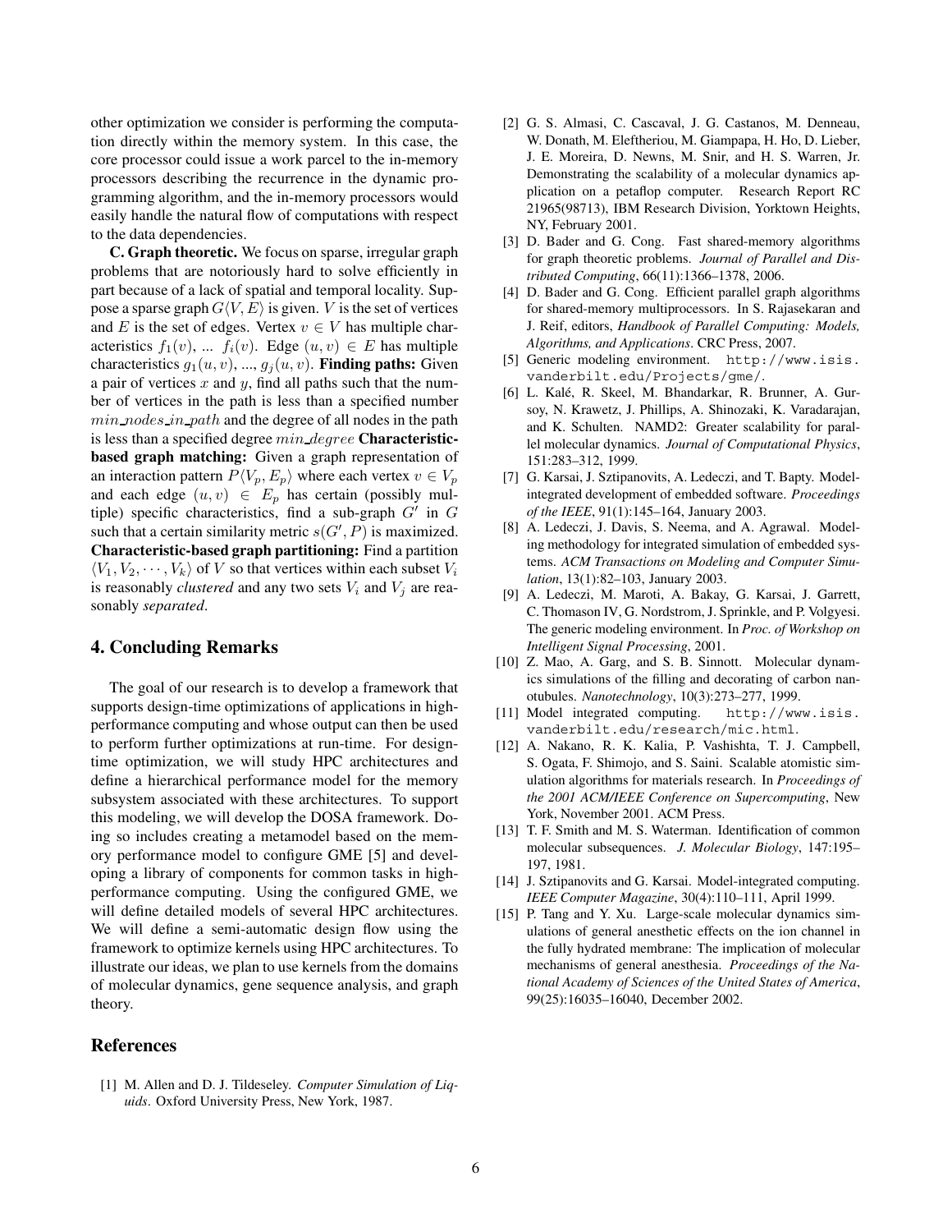other optimization we consider is performing the computation directly within the memory system. In this case, the core processor could issue a work parcel to the in-memory processors describing the recurrence in the dynamic programming algorithm, and the in-memory processors would easily handle the natural flow of computations with respect to the data dependencies.

**C. Graph theoretic.** We focus on sparse, irregular graph problems that are notoriously hard to solve efficiently in part because of a lack of spatial and temporal locality. Suppose a sparse graph $G\langle V, E\rangle$ is given. $V$ is the set of vertices and $E$ is the set of edges. Vertex $v \in V$ has multiple characteristics $f_1(v)$, ... $f_i(v)$. Edge $(u, v) \in E$ has multiple characteristics $g_1(u, v)$, ..., $g_j(u, v)$. **Finding paths:** Given a pair of vertices $x$ and $y$, find all paths such that the number of vertices in the path is less than a specified number $min\_nodes\_in\_path$ and the degree of all nodes in the path is less than a specified degree $min\_degree$ **Characteristic-based graph matching:** Given a graph representation of an interaction pattern $P\langle V_p, E_p\rangle$ where each vertex $v \in V_p$ and each edge $(u, v) \in E_p$ has certain (possibly multiple) specific characteristics, find a sub-graph $G'$ in $G$ such that a certain similarity metric $s(G', P)$ is maximized. **Characteristic-based graph partitioning:** Find a partition $\langle V_1, V_2, \cdots, V_k\rangle$ of $V$ so that vertices within each subset $V_i$ is reasonably *clustered* and any two sets $V_i$ and $V_j$ are reasonably *separated*.

## 4. Concluding Remarks

The goal of our research is to develop a framework that supports design-time optimizations of applications in high-performance computing and whose output can then be used to perform further optimizations at run-time. For design-time optimization, we will study HPC architectures and define a hierarchical performance model for the memory subsystem associated with these architectures. To support this modeling, we will develop the DOSA framework. Doing so includes creating a metamodel based on the memory performance model to configure GME [5] and developing a library of components for common tasks in high-performance computing. Using the configured GME, we will define detailed models of several HPC architectures. We will define a semi-automatic design flow using the framework to optimize kernels using HPC architectures. To illustrate our ideas, we plan to use kernels from the domains of molecular dynamics, gene sequence analysis, and graph theory.

## References

[1] M. Allen and D. J. Tildeseley. *Computer Simulation of Liquids*. Oxford University Press, New York, 1987.

[2] G. S. Almasi, C. Cascaval, J. G. Castanos, M. Denneau, W. Donath, M. Eleftheriou, M. Giampapa, H. Ho, D. Lieber, J. E. Moreira, D. Newns, M. Snir, and H. S. Warren, Jr. Demonstrating the scalability of a molecular dynamics application on a petaflop computer. Research Report RC 21965(98713), IBM Research Division, Yorktown Heights, NY, February 2001.

[3] D. Bader and G. Cong. Fast shared-memory algorithms for graph theoretic problems. *Journal of Parallel and Distributed Computing*, 66(11):1366–1378, 2006.

[4] D. Bader and G. Cong. Efficient parallel graph algorithms for shared-memory multiprocessors. In S. Rajasekaran and J. Reif, editors, *Handbook of Parallel Computing: Models, Algorithms, and Applications*. CRC Press, 2007.

[5] Generic modeling environment. `http://www.isis.vanderbilt.edu/Projects/gme/`.

[6] L. Kalé, R. Skeel, M. Bhandarkar, R. Brunner, A. Gursoy, N. Krawetz, J. Phillips, A. Shinozaki, K. Varadarajan, and K. Schulten. NAMD2: Greater scalability for parallel molecular dynamics. *Journal of Computational Physics*, 151:283–312, 1999.

[7] G. Karsai, J. Sztipanovits, A. Ledeczi, and T. Bapty. Model-integrated development of embedded software. *Proceedings of the IEEE*, 91(1):145–164, January 2003.

[8] A. Ledeczi, J. Davis, S. Neema, and A. Agrawal. Modeling methodology for integrated simulation of embedded systems. *ACM Transactions on Modeling and Computer Simulation*, 13(1):82–103, January 2003.

[9] A. Ledeczi, M. Maroti, A. Bakay, G. Karsai, J. Garrett, C. Thomason IV, G. Nordstrom, J. Sprinkle, and P. Volgyesi. The generic modeling environment. In *Proc. of Workshop on Intelligent Signal Processing*, 2001.

[10] Z. Mao, A. Garg, and S. B. Sinnott. Molecular dynamics simulations of the filling and decorating of carbon nanotubules. *Nanotechnology*, 10(3):273–277, 1999.

[11] Model integrated computing. `http://www.isis.vanderbilt.edu/research/mic.html`.

[12] A. Nakano, R. K. Kalia, P. Vashishta, T. J. Campbell, S. Ogata, F. Shimojo, and S. Saini. Scalable atomistic simulation algorithms for materials research. In *Proceedings of the 2001 ACM/IEEE Conference on Supercomputing*, New York, November 2001. ACM Press.

[13] T. F. Smith and M. S. Waterman. Identification of common molecular subsequences. *J. Molecular Biology*, 147:195–197, 1981.

[14] J. Sztipanovits and G. Karsai. Model-integrated computing. *IEEE Computer Magazine*, 30(4):110–111, April 1999.

[15] P. Tang and Y. Xu. Large-scale molecular dynamics simulations of general anesthetic effects on the ion channel in the fully hydrated membrane: The implication of molecular mechanisms of general anesthesia. *Proceedings of the National Academy of Sciences of the United States of America*, 99(25):16035–16040, December 2002.